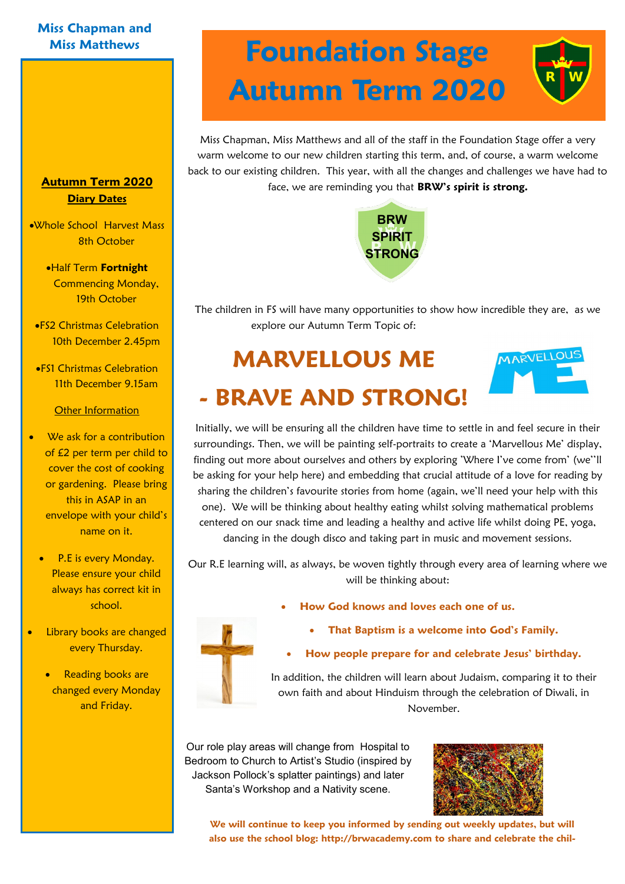# Foundation Stage Autumn Term 2020

Miss Chapman and Miss Matthews

Miss Chapman, Miss Matthews and all of the staff in the Foundation Stage offer a very warm welcome to our new children starting this term, and, of course, a warm welcome back to our existing children. This year, with all the changes and challenges we have had to face, we are reminding you that **BRW's spirit is strong.**

BRW SPIRIT STRONG

The children in FS will have many opportunities to show how incredible they are, as we explore our Autumn Term Topic of:

## MARVELLOUS ME - BRAVE AND STRONG!

Initially, we will be ensuring all the children have time to settle in and feel secure in their surroundings. Then, we will be painting self-portraits to create a 'Marvellous Me' display, finding out more about ourselves and others by exploring 'Where I've come from' (we''ll be asking for your help here) and embedding that crucial attitude of a love for reading by sharing the children's favourite stories from home (again, we'll need your help with this one). We will be thinking about healthy eating whilst solving mathematical problems centered on our snack time and leading a healthy and active life whilst doing PE, yoga, dancing in the dough disco and taking part in music and movement sessions.

Our R.E learning will, as always, be woven tightly through every area of learning where we will be thinking about:

- **How God knows and loves each one of us.**
- **That Baptism is a welcome into God's Family.**
- **How people prepare for and celebrate Jesus' birthday.**

In addition, the children will learn about Judaism, comparing it to their own faith and about Hinduism through the celebration of Diwali, in November.

Our role play areas will change from Hospital to Bedroom to Church to Artist's Studio (inspired by Jackson Pollock's splatter paintings) and later Santa's Workshop and a Nativity scene.

**We will continue to keep you informed by sending out weekly updates, but will also use the school blog: http://brwacademy.com to share and celebrate the chil-**

### Autumn Term 2020 Diary Dates

- Whole School Harvest Mass 8th October
- Half Term **Fortnight** Commencing Monday, 19th October
- FS2 Christmas Celebration 10th December 2.45pm
- FS1 Christmas Celebration 11th December 9.15am

### Other Information

- We ask for a contribution of £2 per term per child to cover the cost of cooking or gardening. Please bring this in ASAP in an envelope with your child's name on it.
- P.E is every Monday. Please ensure your child always has correct kit in school.
- Library books are changed every Thursday.
- Reading books are changed every Monday and Friday.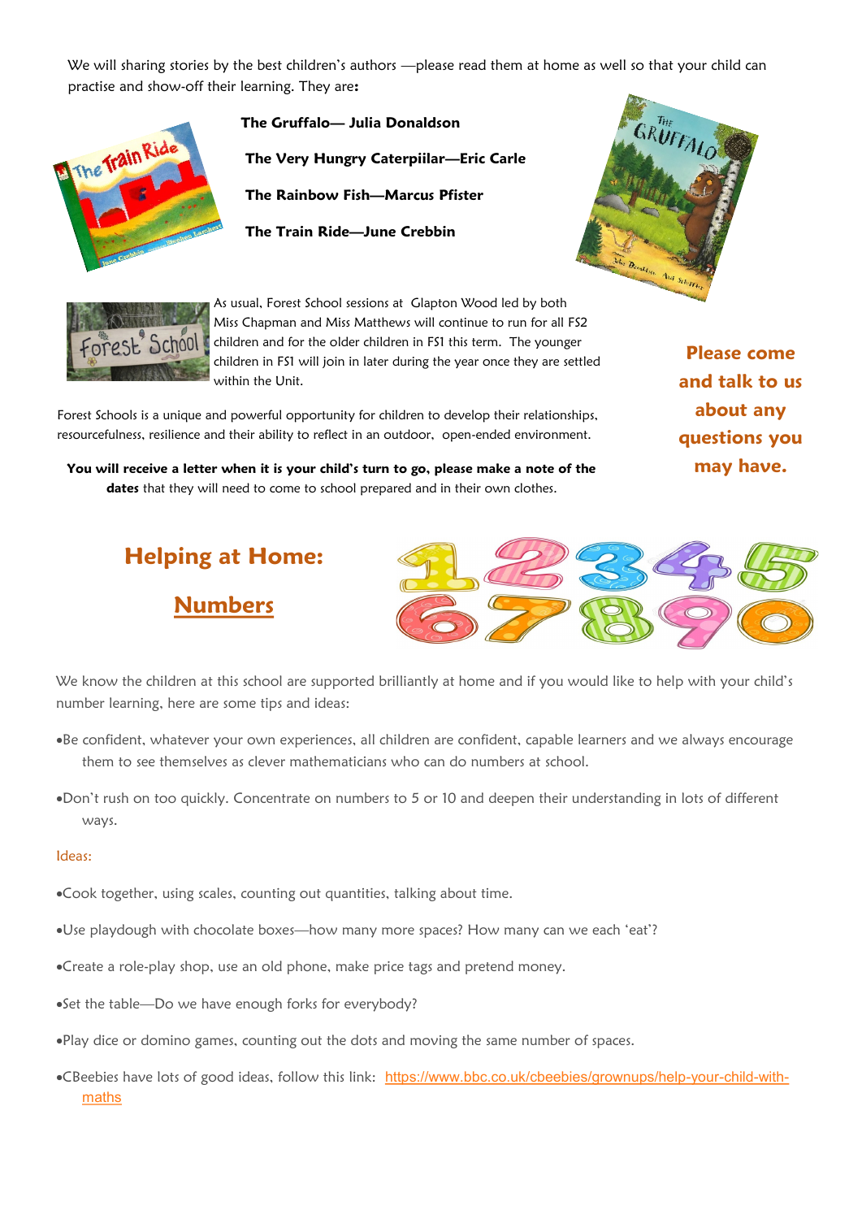We will sharing stories by the best children's authors —please read them at home as well so that your child can practise and show-off their learning. They are**:**

**The Gruffalo— Julia Donaldson**

**The Very Hungry Caterpiilar—Eric Carle**

**The Rainbow Fish—Marcus Pfister**

**The Train Ride—June Crebbin**

As usual, Forest School sessions at Glapton Wood led by both Miss Chapman and Miss Matthews will continue to run for all FS2 children and for the older children in FS1 this term. The younger children in FS1 will join in later during the year once they are settled within the Unit.

Forest Schools is a unique and powerful opportunity for children to develop their relationships, resourcefulness, resilience and their ability to reflect in an outdoor, open-ended environment.

**You will receive a letter when it is your child's turn to go, please make a note of the dates** that they will need to come to school prepared and in their own clothes.

**Please come and talk to us about any questions you may have.**

## Helping at Home:

## Numbers

We know the children at this school are supported brilliantly at home and if you would like to help with your child's number learning, here are some tips and ideas:

- Be confident, whatever your own experiences, all children are confident, capable learners and we always encourage them to see themselves as clever mathematicians who can do numbers at school.
- Don't rush on too quickly. Concentrate on numbers to 5 or 10 and deepen their understanding in lots of different ways.

Ideas:

- Cook together, using scales, counting out quantities, talking about time.
- Use playdough with chocolate boxes—how many more spaces? How many can we each 'eat'?
- Create a role-play shop, use an old phone, make price tags and pretend money.
- Set the table—Do we have enough forks for everybody?
- Play dice or domino games, counting out the dots and moving the same number of spaces.
- CBeebies have lots of good ideas, follow this link: https://www.bbc.co.uk/cbeebies/grownups/help-your-child-with-maths